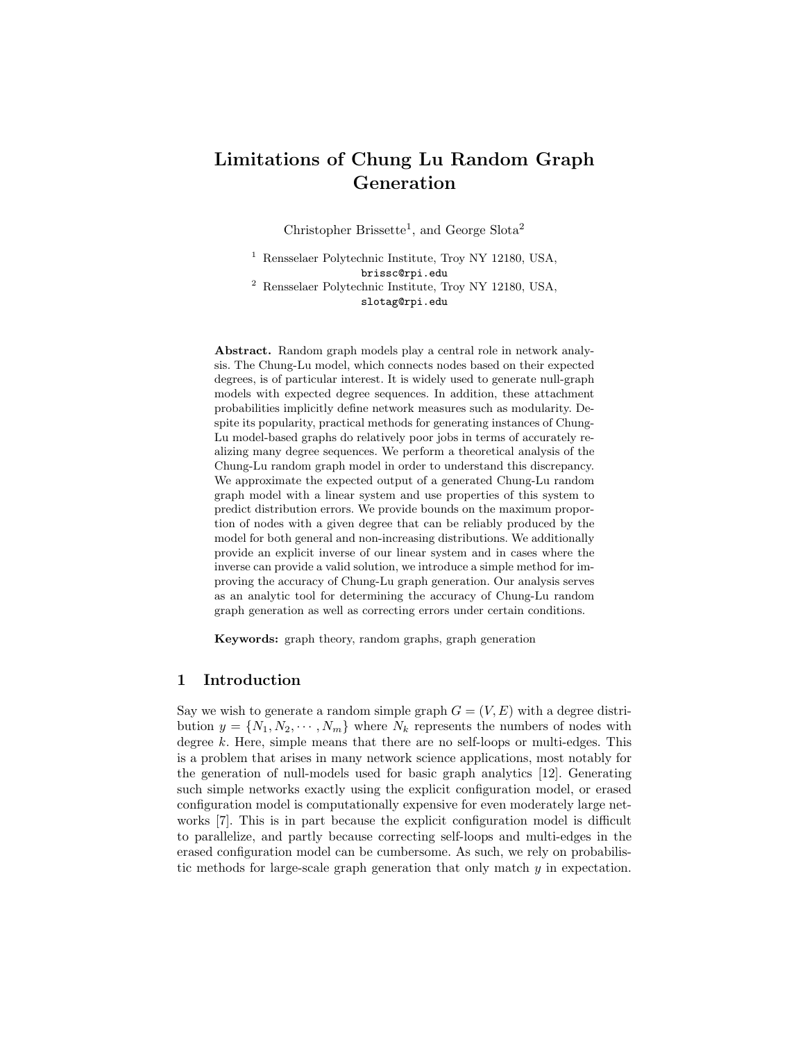# Limitations of Chung Lu Random Graph Generation

Christopher Brissette[1], and George Slota[2]

[1] Rensselaer Polytechnic Institute, Troy NY 12180, USA,
brissc@rpi.edu

[2] Rensselaer Polytechnic Institute, Troy NY 12180, USA,
slotag@rpi.edu

**Abstract.** Random graph models play a central role in network analysis. The Chung-Lu model, which connects nodes based on their expected degrees, is of particular interest. It is widely used to generate null-graph models with expected degree sequences. In addition, these attachment probabilities implicitly define network measures such as modularity. Despite its popularity, practical methods for generating instances of Chung-Lu model-based graphs do relatively poor jobs in terms of accurately realizing many degree sequences. We perform a theoretical analysis of the Chung-Lu random graph model in order to understand this discrepancy. We approximate the expected output of a generated Chung-Lu random graph model with a linear system and use properties of this system to predict distribution errors. We provide bounds on the maximum proportion of nodes with a given degree that can be reliably produced by the model for both general and non-increasing distributions. We additionally provide an explicit inverse of our linear system and in cases where the inverse can provide a valid solution, we introduce a simple method for improving the accuracy of Chung-Lu graph generation. Our analysis serves as an analytic tool for determining the accuracy of Chung-Lu random graph generation as well as correcting errors under certain conditions.

**Keywords:** graph theory, random graphs, graph generation

## 1 Introduction

Say we wish to generate a random simple graph $G = (V, E)$ with a degree distribution $y = \{N_1, N_2, \cdots, N_m\}$ where $N_k$ represents the numbers of nodes with degree $k$. Here, simple means that there are no self-loops or multi-edges. This is a problem that arises in many network science applications, most notably for the generation of null-models used for basic graph analytics [12]. Generating such simple networks exactly using the explicit configuration model, or erased configuration model is computationally expensive for even moderately large networks [7]. This is in part because the explicit configuration model is difficult to parallelize, and partly because correcting self-loops and multi-edges in the erased configuration model can be cumbersome. As such, we rely on probabilistic methods for large-scale graph generation that only match $y$ in expectation.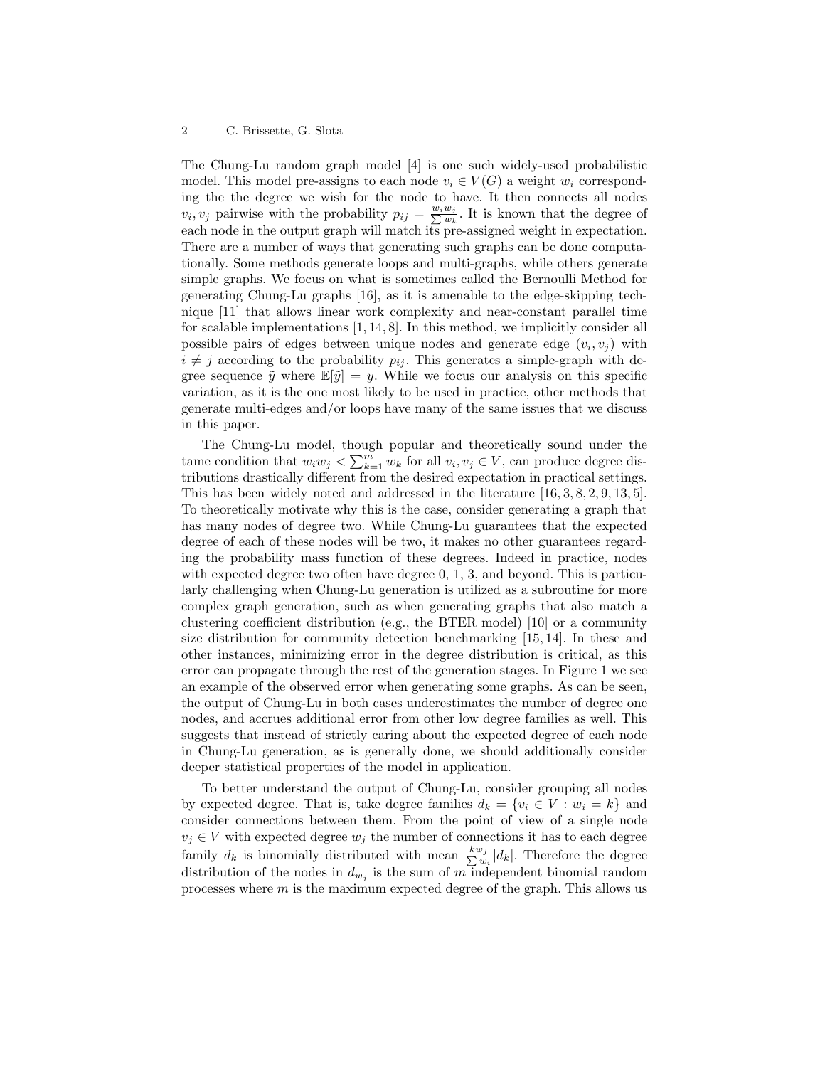The Chung-Lu random graph model [4] is one such widely-used probabilistic model. This model pre-assigns to each node $v_i \in V(G)$ a weight $w_i$ corresponding the the degree we wish for the node to have. It then connects all nodes $v_i, v_j$ pairwise with the probability $p_{ij} = \frac{w_i w_j}{\sum w_k}$. It is known that the degree of each node in the output graph will match its pre-assigned weight in expectation. There are a number of ways that generating such graphs can be done computationally. Some methods generate loops and multi-graphs, while others generate simple graphs. We focus on what is sometimes called the Bernoulli Method for generating Chung-Lu graphs [16], as it is amenable to the edge-skipping technique [11] that allows linear work complexity and near-constant parallel time for scalable implementations [1, 14, 8]. In this method, we implicitly consider all possible pairs of edges between unique nodes and generate edge $(v_i, v_j)$ with $i \neq j$ according to the probability $p_{ij}$. This generates a simple-graph with degree sequence $\tilde{y}$ where $\mathbb{E}[\tilde{y}] = y$. While we focus our analysis on this specific variation, as it is the one most likely to be used in practice, other methods that generate multi-edges and/or loops have many of the same issues that we discuss in this paper.

The Chung-Lu model, though popular and theoretically sound under the tame condition that $w_i w_j < \sum_{k=1}^{m} w_k$ for all $v_i, v_j \in V$, can produce degree distributions drastically different from the desired expectation in practical settings. This has been widely noted and addressed in the literature [16, 3, 8, 2, 9, 13, 5]. To theoretically motivate why this is the case, consider generating a graph that has many nodes of degree two. While Chung-Lu guarantees that the expected degree of each of these nodes will be two, it makes no other guarantees regarding the probability mass function of these degrees. Indeed in practice, nodes with expected degree two often have degree 0, 1, 3, and beyond. This is particularly challenging when Chung-Lu generation is utilized as a subroutine for more complex graph generation, such as when generating graphs that also match a clustering coefficient distribution (e.g., the BTER model) [10] or a community size distribution for community detection benchmarking [15, 14]. In these and other instances, minimizing error in the degree distribution is critical, as this error can propagate through the rest of the generation stages. In Figure 1 we see an example of the observed error when generating some graphs. As can be seen, the output of Chung-Lu in both cases underestimates the number of degree one nodes, and accrues additional error from other low degree families as well. This suggests that instead of strictly caring about the expected degree of each node in Chung-Lu generation, as is generally done, we should additionally consider deeper statistical properties of the model in application.

To better understand the output of Chung-Lu, consider grouping all nodes by expected degree. That is, take degree families $d_k = \{v_i \in V : w_i = k\}$ and consider connections between them. From the point of view of a single node $v_j \in V$ with expected degree $w_j$ the number of connections it has to each degree family $d_k$ is binomially distributed with mean $\frac{k w_j}{\sum w_i}|d_k|$. Therefore the degree distribution of the nodes in $d_{w_j}$ is the sum of $m$ independent binomial random processes where $m$ is the maximum expected degree of the graph. This allows us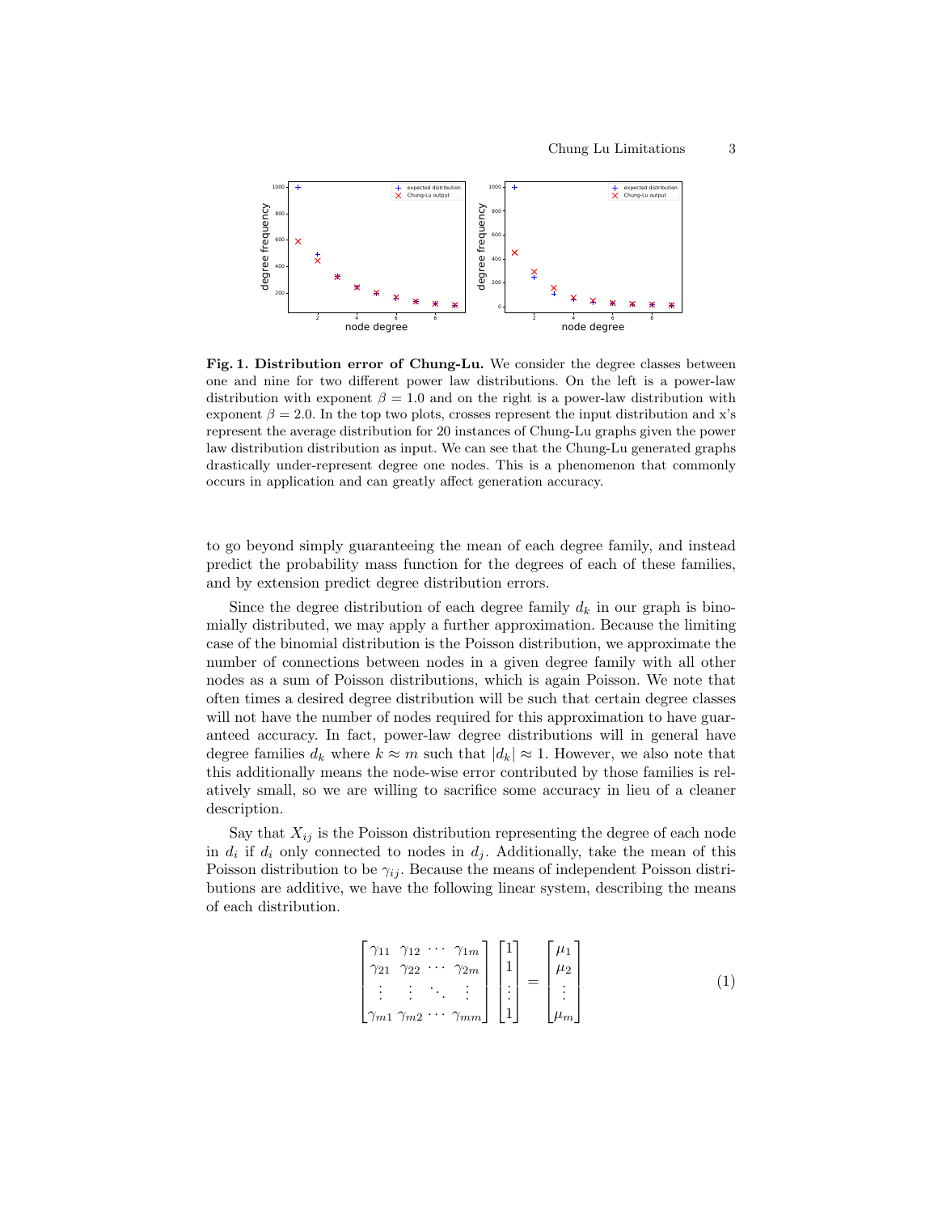**Fig. 1. Distribution error of Chung-Lu.** We consider the degree classes between one and nine for two different power law distributions. On the left is a power-law distribution with exponent $\beta = 1.0$ and on the right is a power-law distribution with exponent $\beta = 2.0$. In the top two plots, crosses represent the input distribution and x's represent the average distribution for 20 instances of Chung-Lu graphs given the power law distribution distribution as input. We can see that the Chung-Lu generated graphs drastically under-represent degree one nodes. This is a phenomenon that commonly occurs in application and can greatly affect generation accuracy.

to go beyond simply guaranteeing the mean of each degree family, and instead predict the probability mass function for the degrees of each of these families, and by extension predict degree distribution errors.

Since the degree distribution of each degree family $d_k$ in our graph is binomially distributed, we may apply a further approximation. Because the limiting case of the binomial distribution is the Poisson distribution, we approximate the number of connections between nodes in a given degree family with all other nodes as a sum of Poisson distributions, which is again Poisson. We note that often times a desired degree distribution will be such that certain degree classes will not have the number of nodes required for this approximation to have guaranteed accuracy. In fact, power-law degree distributions will in general have degree families $d_k$ where $k \approx m$ such that $|d_k| \approx 1$. However, we also note that this additionally means the node-wise error contributed by those families is relatively small, so we are willing to sacrifice some accuracy in lieu of a cleaner description.

Say that $X_{ij}$ is the Poisson distribution representing the degree of each node in $d_i$ if $d_i$ only connected to nodes in $d_j$. Additionally, take the mean of this Poisson distribution to be $\gamma_{ij}$. Because the means of independent Poisson distributions are additive, we have the following linear system, describing the means of each distribution.

$$
\begin{bmatrix} \gamma_{11} & \gamma_{12} & \cdots & \gamma_{1m} \\ \gamma_{21} & \gamma_{22} & \cdots & \gamma_{2m} \\ \vdots & \vdots & \ddots & \vdots \\ \gamma_{m1} & \gamma_{m2} & \cdots & \gamma_{mm} \end{bmatrix} \begin{bmatrix} 1 \\ 1 \\ \vdots \\ 1 \end{bmatrix} = \begin{bmatrix} \mu_1 \\ \mu_2 \\ \vdots \\ \mu_m \end{bmatrix} \tag{1}
$$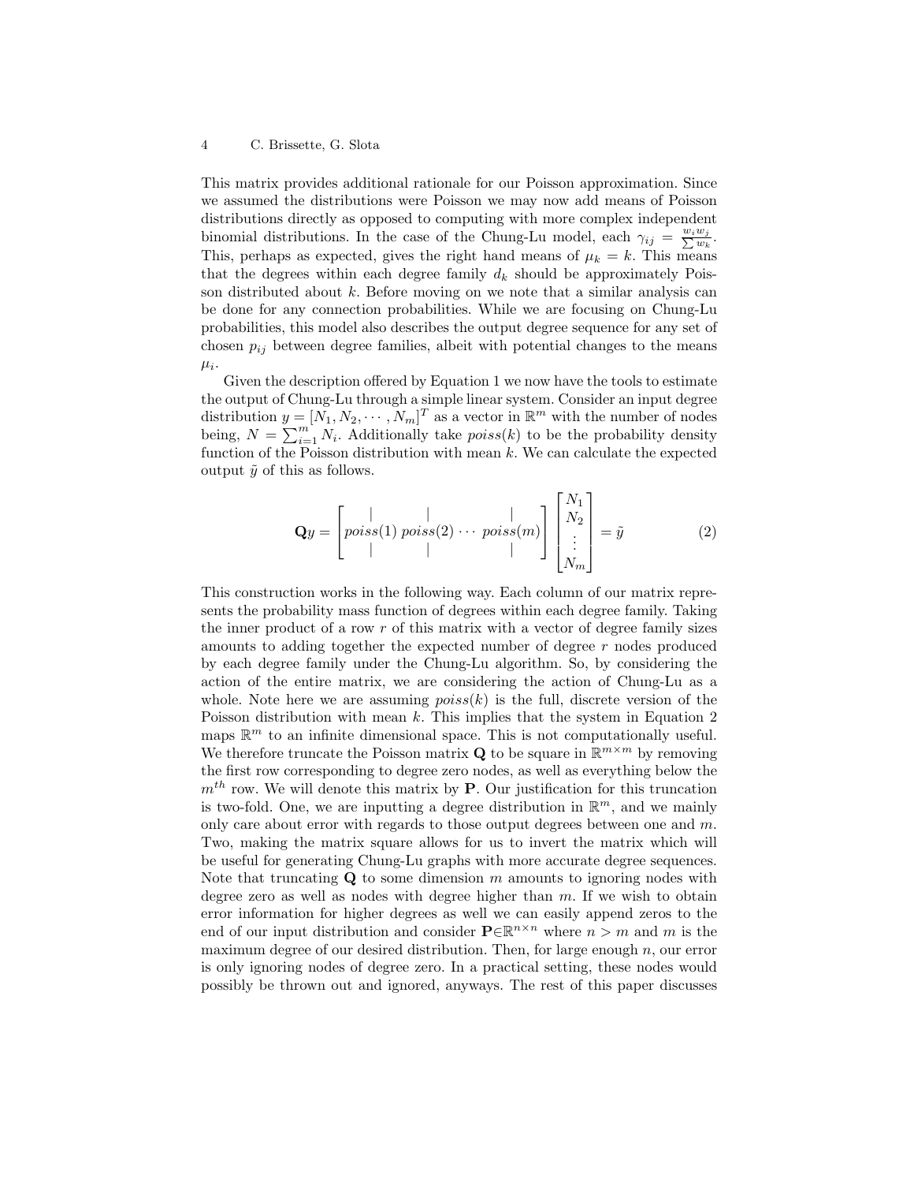This matrix provides additional rationale for our Poisson approximation. Since we assumed the distributions were Poisson we may now add means of Poisson distributions directly as opposed to computing with more complex independent binomial distributions. In the case of the Chung-Lu model, each $\gamma_{ij} = \frac{w_i w_j}{\sum w_k}$. This, perhaps as expected, gives the right hand means of $\mu_k = k$. This means that the degrees within each degree family $d_k$ should be approximately Poisson distributed about $k$. Before moving on we note that a similar analysis can be done for any connection probabilities. While we are focusing on Chung-Lu probabilities, this model also describes the output degree sequence for any set of chosen $p_{ij}$ between degree families, albeit with potential changes to the means $\mu_i$.

Given the description offered by Equation 1 we now have the tools to estimate the output of Chung-Lu through a simple linear system. Consider an input degree distribution $y = [N_1, N_2, \cdots, N_m]^T$ as a vector in $\mathbb{R}^m$ with the number of nodes being, $N = \sum_{i=1}^{m} N_i$. Additionally take $poiss(k)$ to be the probability density function of the Poisson distribution with mean $k$. We can calculate the expected output $\tilde{y}$ of this as follows.

$$\mathbf{Q}y = \begin{bmatrix} | & | & & | \\ poiss(1) & poiss(2) & \cdots & poiss(m) \\ | & | & & | \end{bmatrix} \begin{bmatrix} N_1 \\ N_2 \\ \vdots \\ N_m \end{bmatrix} = \tilde{y} \tag{2}$$

This construction works in the following way. Each column of our matrix represents the probability mass function of degrees within each degree family. Taking the inner product of a row $r$ of this matrix with a vector of degree family sizes amounts to adding together the expected number of degree $r$ nodes produced by each degree family under the Chung-Lu algorithm. So, by considering the action of the entire matrix, we are considering the action of Chung-Lu as a whole. Note here we are assuming $poiss(k)$ is the full, discrete version of the Poisson distribution with mean $k$. This implies that the system in Equation 2 maps $\mathbb{R}^m$ to an infinite dimensional space. This is not computationally useful. We therefore truncate the Poisson matrix $\mathbf{Q}$ to be square in $\mathbb{R}^{m \times m}$ by removing the first row corresponding to degree zero nodes, as well as everything below the $m^{th}$ row. We will denote this matrix by $\mathbf{P}$. Our justification for this truncation is two-fold. One, we are inputting a degree distribution in $\mathbb{R}^m$, and we mainly only care about error with regards to those output degrees between one and $m$. Two, making the matrix square allows for us to invert the matrix which will be useful for generating Chung-Lu graphs with more accurate degree sequences. Note that truncating $\mathbf{Q}$ to some dimension $m$ amounts to ignoring nodes with degree zero as well as nodes with degree higher than $m$. If we wish to obtain error information for higher degrees as well we can easily append zeros to the end of our input distribution and consider $\mathbf{P} \in \mathbb{R}^{n \times n}$ where $n > m$ and $m$ is the maximum degree of our desired distribution. Then, for large enough $n$, our error is only ignoring nodes of degree zero. In a practical setting, these nodes would possibly be thrown out and ignored, anyways. The rest of this paper discusses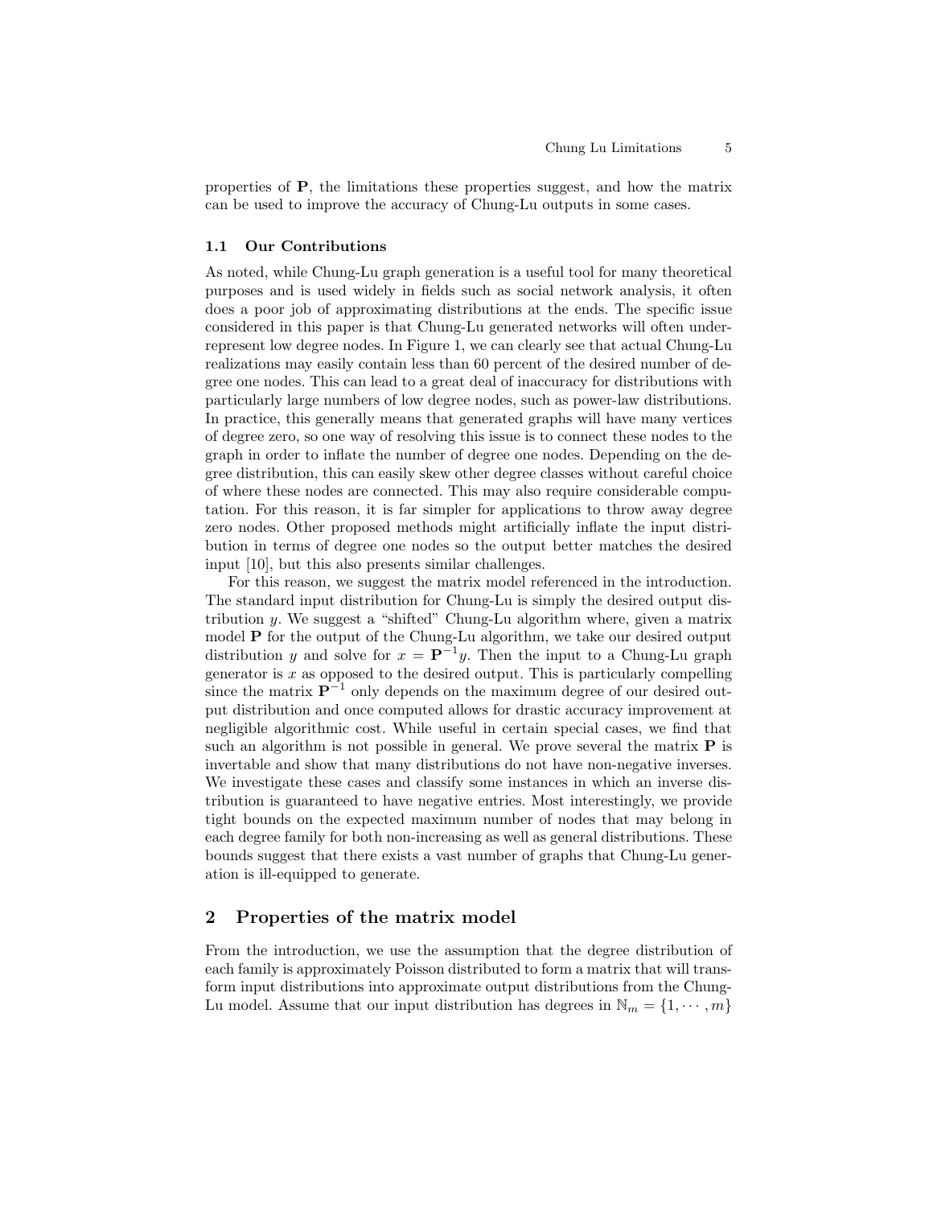properties of $\mathbf{P}$, the limitations these properties suggest, and how the matrix can be used to improve the accuracy of Chung-Lu outputs in some cases.

### 1.1 Our Contributions

As noted, while Chung-Lu graph generation is a useful tool for many theoretical purposes and is used widely in fields such as social network analysis, it often does a poor job of approximating distributions at the ends. The specific issue considered in this paper is that Chung-Lu generated networks will often under-represent low degree nodes. In Figure 1, we can clearly see that actual Chung-Lu realizations may easily contain less than 60 percent of the desired number of degree one nodes. This can lead to a great deal of inaccuracy for distributions with particularly large numbers of low degree nodes, such as power-law distributions. In practice, this generally means that generated graphs will have many vertices of degree zero, so one way of resolving this issue is to connect these nodes to the graph in order to inflate the number of degree one nodes. Depending on the degree distribution, this can easily skew other degree classes without careful choice of where these nodes are connected. This may also require considerable computation. For this reason, it is far simpler for applications to throw away degree zero nodes. Other proposed methods might artificially inflate the input distribution in terms of degree one nodes so the output better matches the desired input [10], but this also presents similar challenges.

For this reason, we suggest the matrix model referenced in the introduction. The standard input distribution for Chung-Lu is simply the desired output distribution $y$. We suggest a "shifted" Chung-Lu algorithm where, given a matrix model $\mathbf{P}$ for the output of the Chung-Lu algorithm, we take our desired output distribution $y$ and solve for $x = \mathbf{P}^{-1}y$. Then the input to a Chung-Lu graph generator is $x$ as opposed to the desired output. This is particularly compelling since the matrix $\mathbf{P}^{-1}$ only depends on the maximum degree of our desired output distribution and once computed allows for drastic accuracy improvement at negligible algorithmic cost. While useful in certain special cases, we find that such an algorithm is not possible in general. We prove several the matrix $\mathbf{P}$ is invertable and show that many distributions do not have non-negative inverses. We investigate these cases and classify some instances in which an inverse distribution is guaranteed to have negative entries. Most interestingly, we provide tight bounds on the expected maximum number of nodes that may belong in each degree family for both non-increasing as well as general distributions. These bounds suggest that there exists a vast number of graphs that Chung-Lu generation is ill-equipped to generate.

## 2 Properties of the matrix model

From the introduction, we use the assumption that the degree distribution of each family is approximately Poisson distributed to form a matrix that will transform input distributions into approximate output distributions from the Chung-Lu model. Assume that our input distribution has degrees in $\mathbb{N}_m = \{1, \cdots, m\}$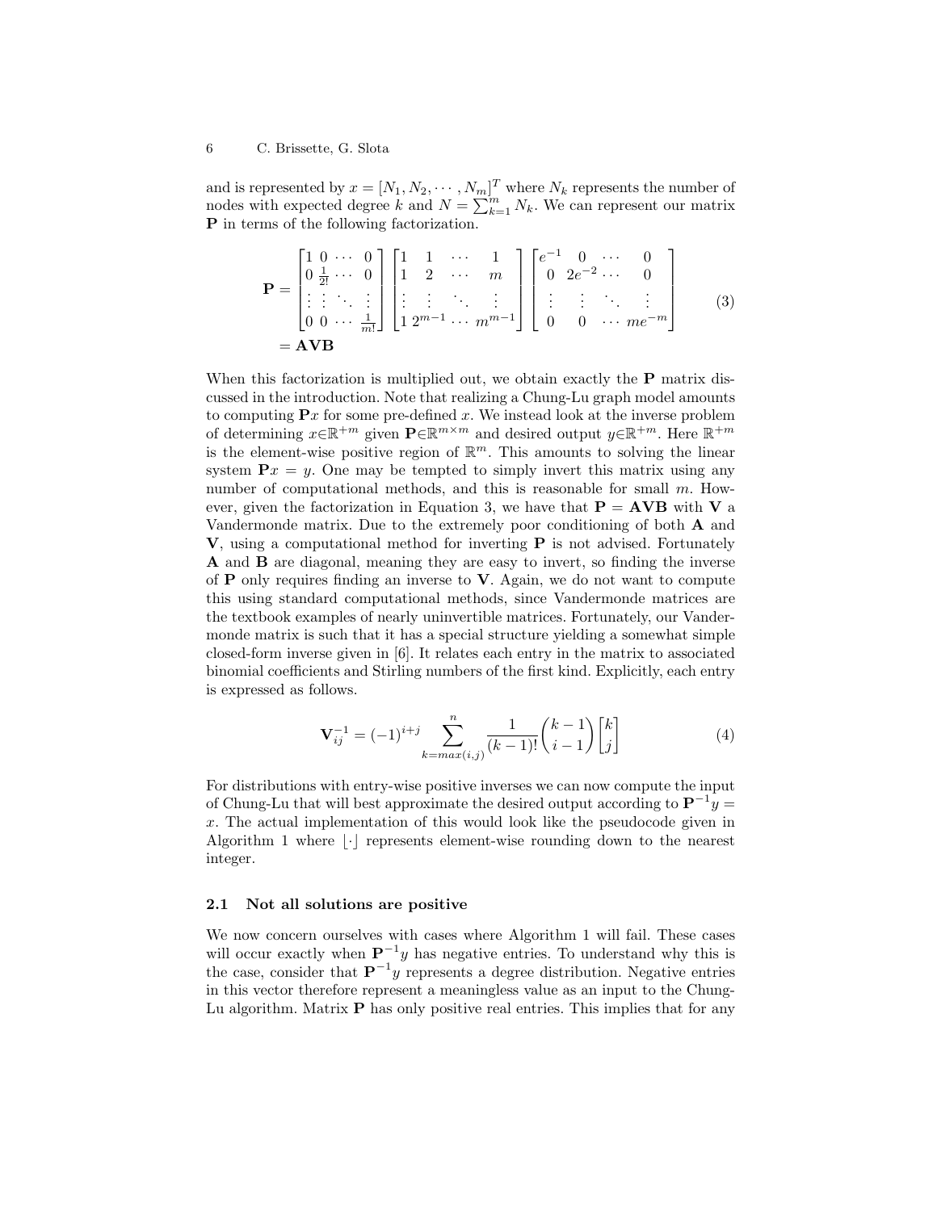and is represented by $x = [N_1, N_2, \cdots, N_m]^T$ where $N_k$ represents the number of nodes with expected degree $k$ and $N = \sum_{k=1}^{m} N_k$. We can represent our matrix $\mathbf{P}$ in terms of the following factorization.

$$
\begin{aligned}
\mathbf{P} &= \begin{bmatrix} 1 & 0 & \cdots & 0 \\ 0 & \frac{1}{2!} & \cdots & 0 \\ \vdots & \vdots & \ddots & \vdots \\ 0 & 0 & \cdots & \frac{1}{m!} \end{bmatrix} \begin{bmatrix} 1 & 1 & \cdots & 1 \\ 1 & 2 & \cdots & m \\ \vdots & \vdots & \ddots & \vdots \\ 1 & 2^{m-1} & \cdots & m^{m-1} \end{bmatrix} \begin{bmatrix} e^{-1} & 0 & \cdots & 0 \\ 0 & 2e^{-2} & \cdots & 0 \\ \vdots & \vdots & \ddots & \vdots \\ 0 & 0 & \cdots & me^{-m} \end{bmatrix} \\
&= \mathbf{AVB}
\end{aligned} \tag{3}
$$

When this factorization is multiplied out, we obtain exactly the $\mathbf{P}$ matrix discussed in the introduction. Note that realizing a Chung-Lu graph model amounts to computing $\mathbf{P}x$ for some pre-defined $x$. We instead look at the inverse problem of determining $x \in \mathbb{R}^{+m}$ given $\mathbf{P} \in \mathbb{R}^{m \times m}$ and desired output $y \in \mathbb{R}^{+m}$. Here $\mathbb{R}^{+m}$ is the element-wise positive region of $\mathbb{R}^m$. This amounts to solving the linear system $\mathbf{P}x = y$. One may be tempted to simply invert this matrix using any number of computational methods, and this is reasonable for small $m$. However, given the factorization in Equation 3, we have that $\mathbf{P} = \mathbf{AVB}$ with $\mathbf{V}$ a Vandermonde matrix. Due to the extremely poor conditioning of both $\mathbf{A}$ and $\mathbf{V}$, using a computational method for inverting $\mathbf{P}$ is not advised. Fortunately $\mathbf{A}$ and $\mathbf{B}$ are diagonal, meaning they are easy to invert, so finding the inverse of $\mathbf{P}$ only requires finding an inverse to $\mathbf{V}$. Again, we do not want to compute this using standard computational methods, since Vandermonde matrices are the textbook examples of nearly uninvertible matrices. Fortunately, our Vandermonde matrix is such that it has a special structure yielding a somewhat simple closed-form inverse given in [6]. It relates each entry in the matrix to associated binomial coefficients and Stirling numbers of the first kind. Explicitly, each entry is expressed as follows.

$$
\mathbf{V}_{ij}^{-1} = (-1)^{i+j} \sum_{k=max(i,j)}^{n} \frac{1}{(k-1)!} \binom{k-1}{i-1} \begin{bmatrix} k \\ j \end{bmatrix} \tag{4}
$$

For distributions with entry-wise positive inverses we can now compute the input of Chung-Lu that will best approximate the desired output according to $\mathbf{P}^{-1}y = x$. The actual implementation of this would look like the pseudocode given in Algorithm 1 where $\lfloor \cdot \rfloor$ represents element-wise rounding down to the nearest integer.

### 2.1 Not all solutions are positive

We now concern ourselves with cases where Algorithm 1 will fail. These cases will occur exactly when $\mathbf{P}^{-1}y$ has negative entries. To understand why this is the case, consider that $\mathbf{P}^{-1}y$ represents a degree distribution. Negative entries in this vector therefore represent a meaningless value as an input to the Chung-Lu algorithm. Matrix $\mathbf{P}$ has only positive real entries. This implies that for any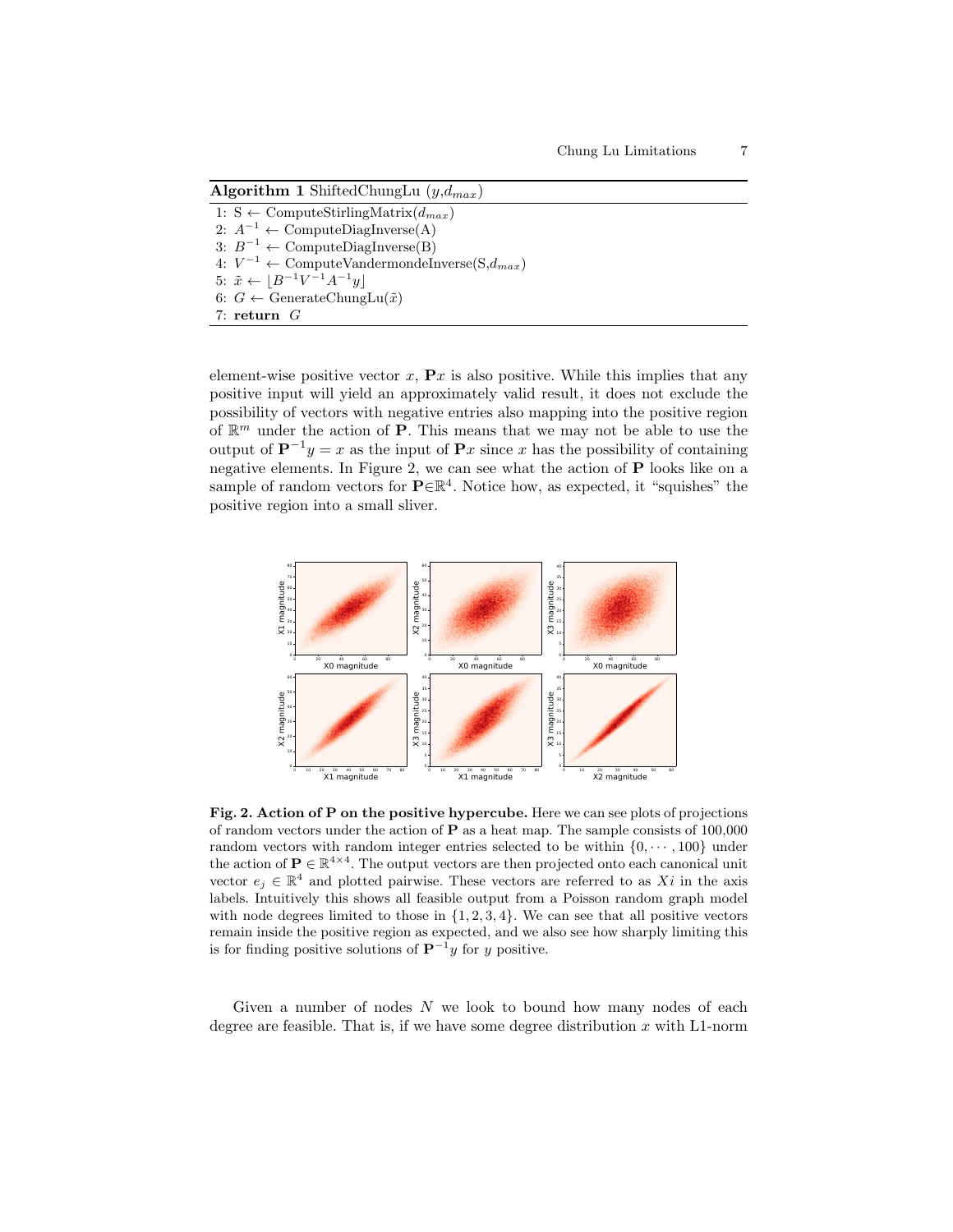**Algorithm 1** ShiftedChungLu ($y$,$d_{max}$)

1: S $\leftarrow$ ComputeStirlingMatrix($d_{max}$)
2: $A^{-1} \leftarrow$ ComputeDiagInverse(A)
3: $B^{-1} \leftarrow$ ComputeDiagInverse(B)
4: $V^{-1} \leftarrow$ ComputeVandermondeInverse(S,$d_{max}$)
5: $\tilde{x} \leftarrow \lfloor B^{-1}V^{-1}A^{-1}y \rfloor$
6: $G \leftarrow$ GenerateChungLu($\tilde{x}$)
7: **return** $G$

element-wise positive vector $x$, $\mathbf{P}x$ is also positive. While this implies that any positive input will yield an approximately valid result, it does not exclude the possibility of vectors with negative entries also mapping into the positive region of $\mathbb{R}^m$ under the action of $\mathbf{P}$. This means that we may not be able to use the output of $\mathbf{P}^{-1}y = x$ as the input of $\mathbf{P}x$ since $x$ has the possibility of containing negative elements. In Figure 2, we can see what the action of $\mathbf{P}$ looks like on a sample of random vectors for $\mathbf{P} \in \mathbb{R}^4$. Notice how, as expected, it "squishes" the positive region into a small sliver.

**Fig. 2. Action of P on the positive hypercube.** Here we can see plots of projections of random vectors under the action of $\mathbf{P}$ as a heat map. The sample consists of 100,000 random vectors with random integer entries selected to be within $\{0, \cdots, 100\}$ under the action of $\mathbf{P} \in \mathbb{R}^{4\times 4}$. The output vectors are then projected onto each canonical unit vector $e_j \in \mathbb{R}^4$ and plotted pairwise. These vectors are referred to as $Xi$ in the axis labels. Intuitively this shows all feasible output from a Poisson random graph model with node degrees limited to those in $\{1, 2, 3, 4\}$. We can see that all positive vectors remain inside the positive region as expected, and we also see how sharply limiting this is for finding positive solutions of $\mathbf{P}^{-1}y$ for $y$ positive.

Given a number of nodes $N$ we look to bound how many nodes of each degree are feasible. That is, if we have some degree distribution $x$ with L1-norm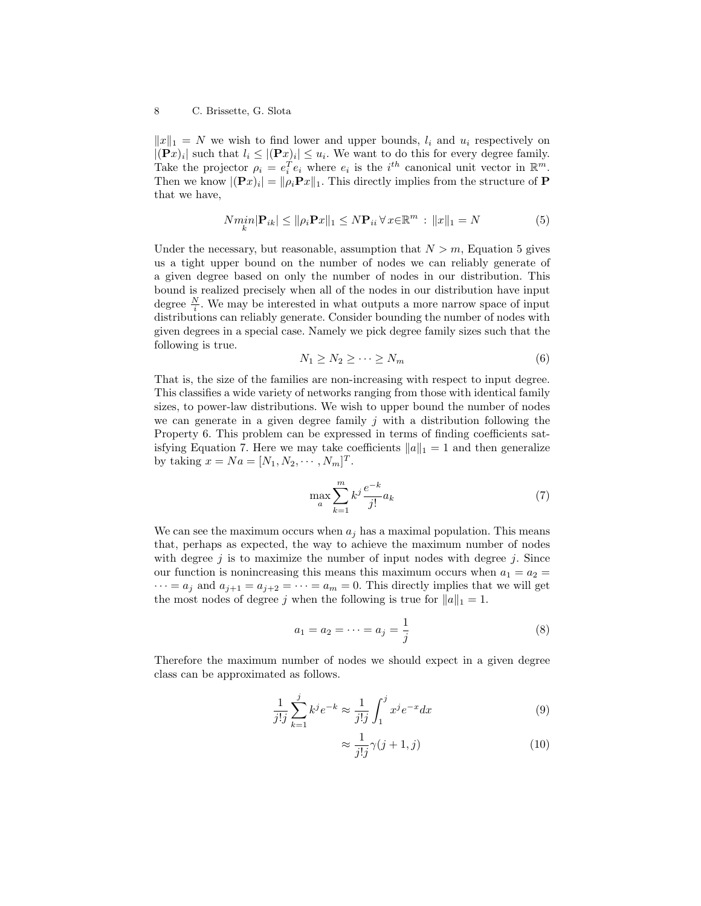$\|x\|_1 = N$ we wish to find lower and upper bounds, $l_i$ and $u_i$ respectively on $|(\mathbf{P}x)_i|$ such that $l_i \leq |(\mathbf{P}x)_i| \leq u_i$. We want to do this for every degree family. Take the projector $\rho_i = e_i^T e_i$ where $e_i$ is the $i^{th}$ canonical unit vector in $\mathbb{R}^m$. Then we know $|(\mathbf{P}x)_i| = \|\rho_i \mathbf{P}x\|_1$. This directly implies from the structure of $\mathbf{P}$ that we have,

$$N \underset{k}{min} |\mathbf{P}_{ik}| \leq \|\rho_i \mathbf{P}x\|_1 \leq N\mathbf{P}_{ii} \,\forall\, x \in \mathbb{R}^m \,:\, \|x\|_1 = N \tag{5}$$

Under the necessary, but reasonable, assumption that $N > m$, Equation 5 gives us a tight upper bound on the number of nodes we can reliably generate of a given degree based on only the number of nodes in our distribution. This bound is realized precisely when all of the nodes in our distribution have input degree $\frac{N}{i}$. We may be interested in what outputs a more narrow space of input distributions can reliably generate. Consider bounding the number of nodes with given degrees in a special case. Namely we pick degree family sizes such that the following is true.

$$N_1 \geq N_2 \geq \cdots \geq N_m \tag{6}$$

That is, the size of the families are non-increasing with respect to input degree. This classifies a wide variety of networks ranging from those with identical family sizes, to power-law distributions. We wish to upper bound the number of nodes we can generate in a given degree family $j$ with a distribution following the Property 6. This problem can be expressed in terms of finding coefficients satisfying Equation 7. Here we may take coefficients $\|a\|_1 = 1$ and then generalize by taking $x = Na = [N_1, N_2, \cdots, N_m]^T$.

$$\max_a \sum_{k=1}^{m} k^j \frac{e^{-k}}{j!} a_k \tag{7}$$

We can see the maximum occurs when $a_j$ has a maximal population. This means that, perhaps as expected, the way to achieve the maximum number of nodes with degree $j$ is to maximize the number of input nodes with degree $j$. Since our function is nonincreasing this means this maximum occurs when $a_1 = a_2 = \cdots = a_j$ and $a_{j+1} = a_{j+2} = \cdots = a_m = 0$. This directly implies that we will get the most nodes of degree $j$ when the following is true for $\|a\|_1 = 1$.

$$a_1 = a_2 = \cdots = a_j = \frac{1}{j} \tag{8}$$

Therefore the maximum number of nodes we should expect in a given degree class can be approximated as follows.

$$\frac{1}{j!j} \sum_{k=1}^{j} k^j e^{-k} \approx \frac{1}{j!j} \int_1^j x^j e^{-x} dx \tag{9}$$

$$\approx \frac{1}{j!j} \gamma(j+1, j) \tag{10}$$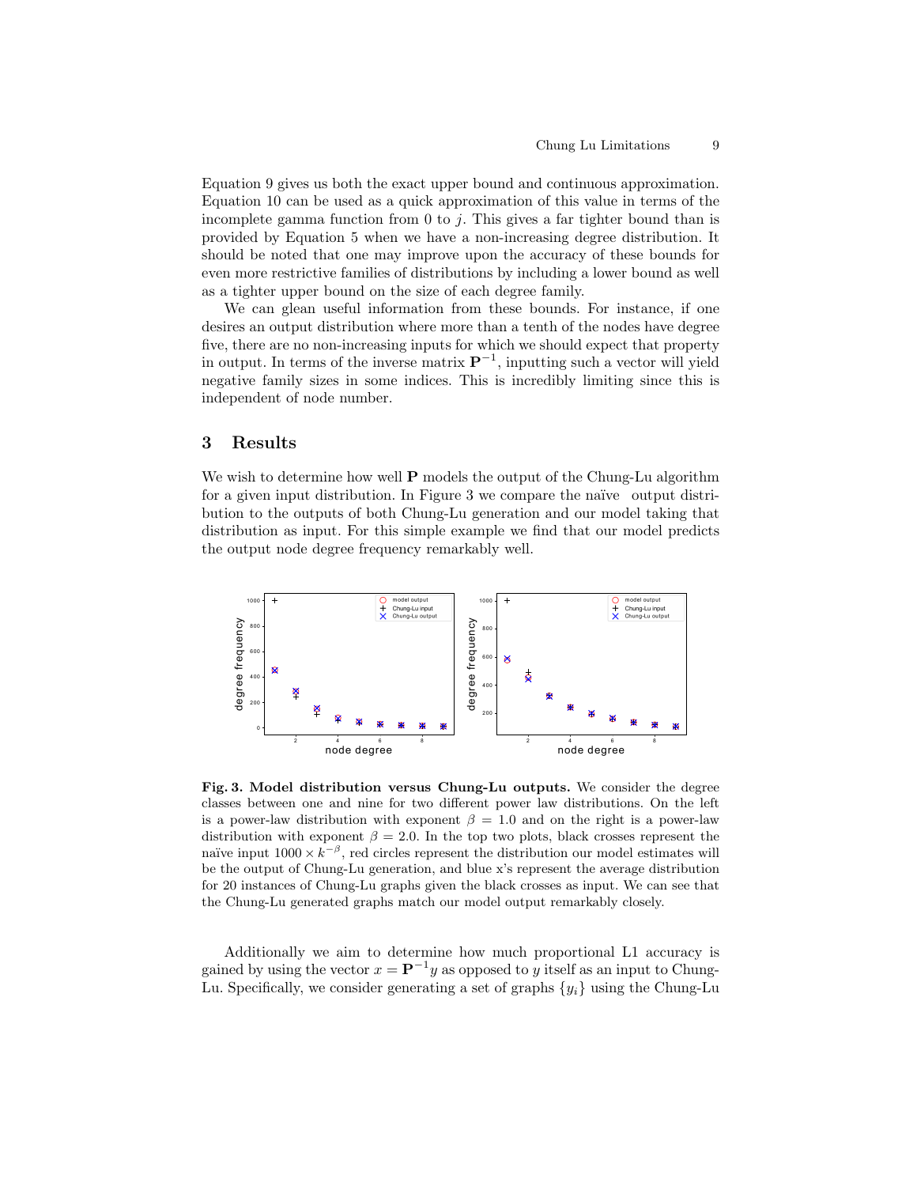Equation 9 gives us both the exact upper bound and continuous approximation. Equation 10 can be used as a quick approximation of this value in terms of the incomplete gamma function from 0 to $j$. This gives a far tighter bound than is provided by Equation 5 when we have a non-increasing degree distribution. It should be noted that one may improve upon the accuracy of these bounds for even more restrictive families of distributions by including a lower bound as well as a tighter upper bound on the size of each degree family.

We can glean useful information from these bounds. For instance, if one desires an output distribution where more than a tenth of the nodes have degree five, there are no non-increasing inputs for which we should expect that property in output. In terms of the inverse matrix $\mathbf{P}^{-1}$, inputting such a vector will yield negative family sizes in some indices. This is incredibly limiting since this is independent of node number.

## 3 Results

We wish to determine how well $\mathbf{P}$ models the output of the Chung-Lu algorithm for a given input distribution. In Figure 3 we compare the naïve output distribution to the outputs of both Chung-Lu generation and our model taking that distribution as input. For this simple example we find that our model predicts the output node degree frequency remarkably well.

**Fig. 3. Model distribution versus Chung-Lu outputs.** We consider the degree classes between one and nine for two different power law distributions. On the left is a power-law distribution with exponent $\beta = 1.0$ and on the right is a power-law distribution with exponent $\beta = 2.0$. In the top two plots, black crosses represent the naïve input $1000 \times k^{-\beta}$, red circles represent the distribution our model estimates will be the output of Chung-Lu generation, and blue x's represent the average distribution for 20 instances of Chung-Lu graphs given the black crosses as input. We can see that the Chung-Lu generated graphs match our model output remarkably closely.

Additionally we aim to determine how much proportional L1 accuracy is gained by using the vector $x = \mathbf{P}^{-1}y$ as opposed to $y$ itself as an input to Chung-Lu. Specifically, we consider generating a set of graphs $\{y_i\}$ using the Chung-Lu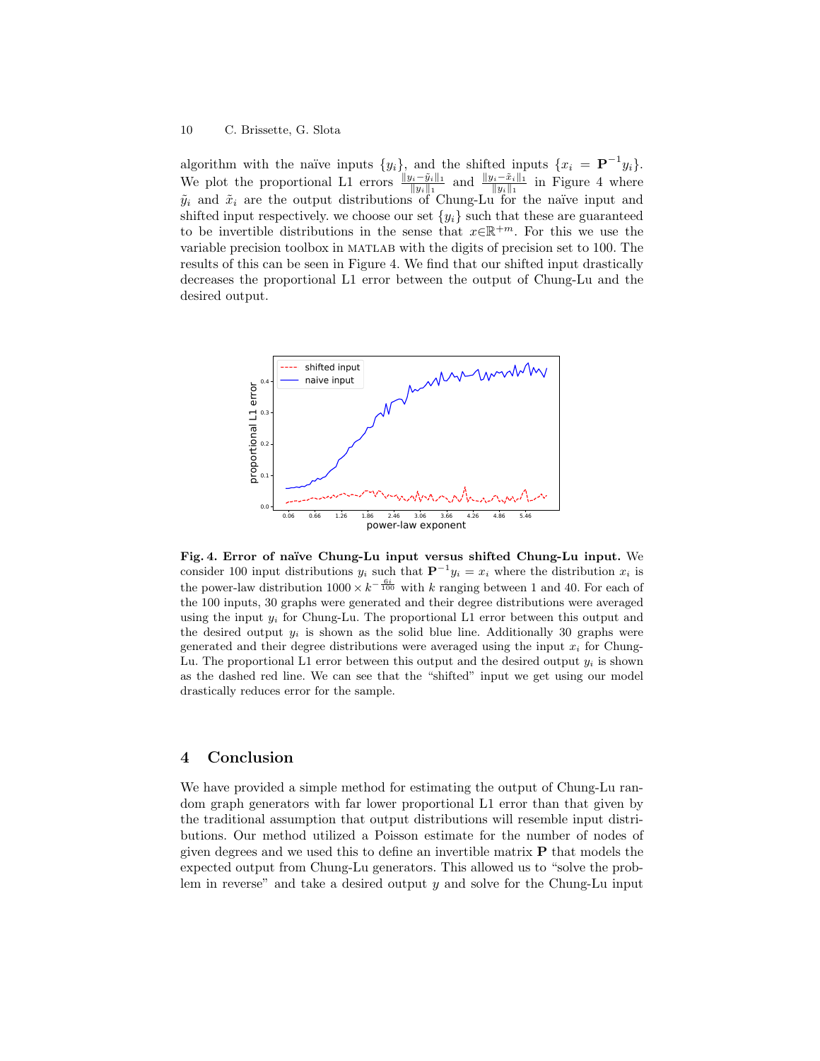algorithm with the naïve inputs $\{y_i\}$, and the shifted inputs $\{x_i = \mathbf{P}^{-1}y_i\}$. We plot the proportional L1 errors $\frac{\|y_i - \tilde{y}_i\|_1}{\|y_i\|_1}$ and $\frac{\|y_i - \tilde{x}_i\|_1}{\|y_i\|_1}$ in Figure 4 where $\tilde{y}_i$ and $\tilde{x}_i$ are the output distributions of Chung-Lu for the naïve input and shifted input respectively. we choose our set $\{y_i\}$ such that these are guaranteed to be invertible distributions in the sense that $x \in \mathbb{R}^{+m}$. For this we use the variable precision toolbox in MATLAB with the digits of precision set to 100. The results of this can be seen in Figure 4. We find that our shifted input drastically decreases the proportional L1 error between the output of Chung-Lu and the desired output.

**Fig. 4. Error of naïve Chung-Lu input versus shifted Chung-Lu input.** We consider 100 input distributions $y_i$ such that $\mathbf{P}^{-1}y_i = x_i$ where the distribution $x_i$ is the power-law distribution $1000 \times k^{-\frac{6i}{100}}$ with $k$ ranging between 1 and 40. For each of the 100 inputs, 30 graphs were generated and their degree distributions were averaged using the input $y_i$ for Chung-Lu. The proportional L1 error between this output and the desired output $y_i$ is shown as the solid blue line. Additionally 30 graphs were generated and their degree distributions were averaged using the input $x_i$ for Chung-Lu. The proportional L1 error between this output and the desired output $y_i$ is shown as the dashed red line. We can see that the "shifted" input we get using our model drastically reduces error for the sample.

## 4 Conclusion

We have provided a simple method for estimating the output of Chung-Lu random graph generators with far lower proportional L1 error than that given by the traditional assumption that output distributions will resemble input distributions. Our method utilized a Poisson estimate for the number of nodes of given degrees and we used this to define an invertible matrix $\mathbf{P}$ that models the expected output from Chung-Lu generators. This allowed us to "solve the problem in reverse" and take a desired output $y$ and solve for the Chung-Lu input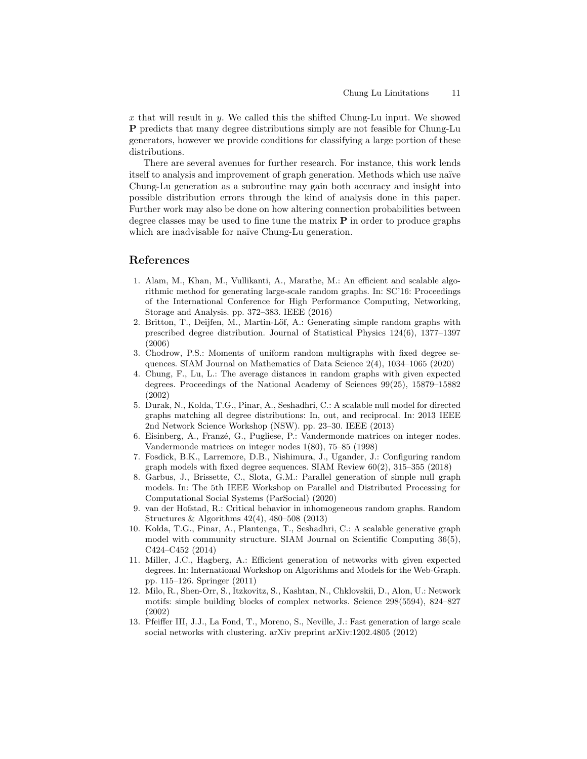$x$ that will result in $y$. We called this the shifted Chung-Lu input. We showed $\mathbf{P}$ predicts that many degree distributions simply are not feasible for Chung-Lu generators, however we provide conditions for classifying a large portion of these distributions.

There are several avenues for further research. For instance, this work lends itself to analysis and improvement of graph generation. Methods which use naïve Chung-Lu generation as a subroutine may gain both accuracy and insight into possible distribution errors through the kind of analysis done in this paper. Further work may also be done on how altering connection probabilities between degree classes may be used to fine tune the matrix $\mathbf{P}$ in order to produce graphs which are inadvisable for naïve Chung-Lu generation.

## References

1. Alam, M., Khan, M., Vullikanti, A., Marathe, M.: An efficient and scalable algorithmic method for generating large-scale random graphs. In: SC'16: Proceedings of the International Conference for High Performance Computing, Networking, Storage and Analysis. pp. 372–383. IEEE (2016)
2. Britton, T., Deijfen, M., Martin-Löf, A.: Generating simple random graphs with prescribed degree distribution. Journal of Statistical Physics 124(6), 1377–1397 (2006)
3. Chodrow, P.S.: Moments of uniform random multigraphs with fixed degree sequences. SIAM Journal on Mathematics of Data Science 2(4), 1034–1065 (2020)
4. Chung, F., Lu, L.: The average distances in random graphs with given expected degrees. Proceedings of the National Academy of Sciences 99(25), 15879–15882 (2002)
5. Durak, N., Kolda, T.G., Pinar, A., Seshadhri, C.: A scalable null model for directed graphs matching all degree distributions: In, out, and reciprocal. In: 2013 IEEE 2nd Network Science Workshop (NSW). pp. 23–30. IEEE (2013)
6. Eisinberg, A., Franzé, G., Pugliese, P.: Vandermonde matrices on integer nodes. Vandermonde matrices on integer nodes 1(80), 75–85 (1998)
7. Fosdick, B.K., Larremore, D.B., Nishimura, J., Ugander, J.: Configuring random graph models with fixed degree sequences. SIAM Review 60(2), 315–355 (2018)
8. Garbus, J., Brissette, C., Slota, G.M.: Parallel generation of simple null graph models. In: The 5th IEEE Workshop on Parallel and Distributed Processing for Computational Social Systems (ParSocial) (2020)
9. van der Hofstad, R.: Critical behavior in inhomogeneous random graphs. Random Structures & Algorithms 42(4), 480–508 (2013)
10. Kolda, T.G., Pinar, A., Plantenga, T., Seshadhri, C.: A scalable generative graph model with community structure. SIAM Journal on Scientific Computing 36(5), C424–C452 (2014)
11. Miller, J.C., Hagberg, A.: Efficient generation of networks with given expected degrees. In: International Workshop on Algorithms and Models for the Web-Graph. pp. 115–126. Springer (2011)
12. Milo, R., Shen-Orr, S., Itzkovitz, S., Kashtan, N., Chklovskii, D., Alon, U.: Network motifs: simple building blocks of complex networks. Science 298(5594), 824–827 (2002)
13. Pfeiffer III, J.J., La Fond, T., Moreno, S., Neville, J.: Fast generation of large scale social networks with clustering. arXiv preprint arXiv:1202.4805 (2012)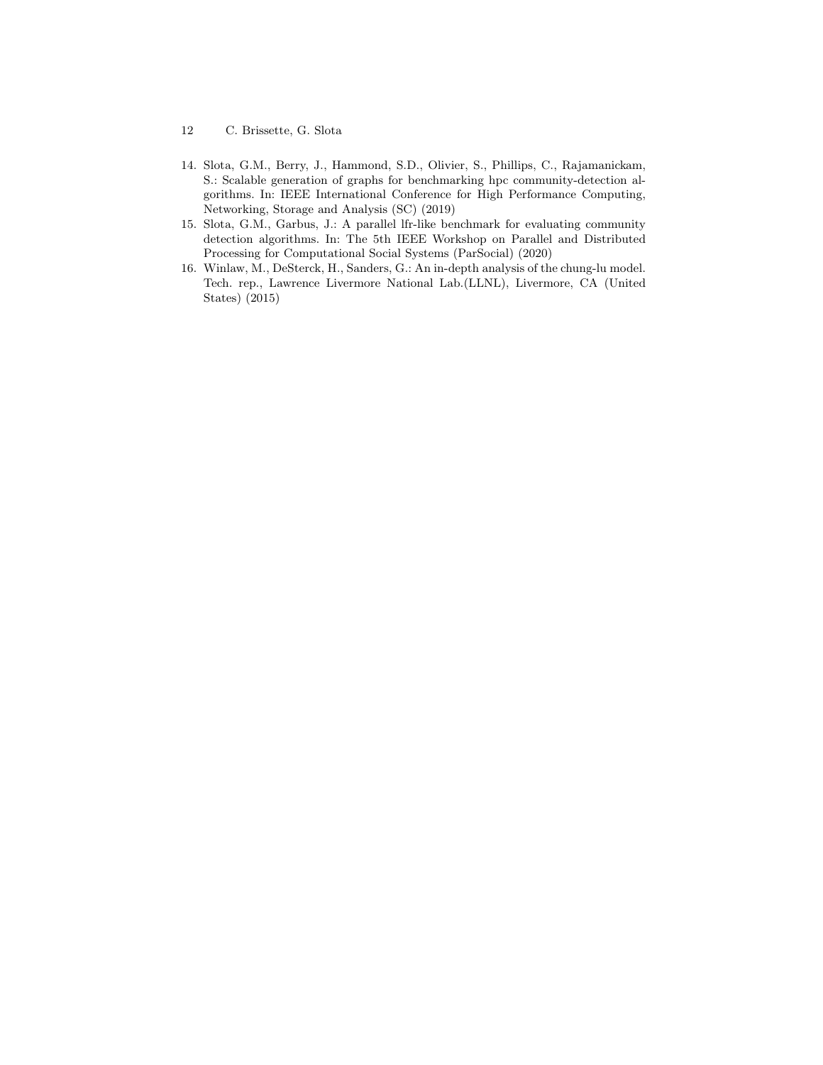14. Slota, G.M., Berry, J., Hammond, S.D., Olivier, S., Phillips, C., Rajamanickam, S.: Scalable generation of graphs for benchmarking hpc community-detection algorithms. In: IEEE International Conference for High Performance Computing, Networking, Storage and Analysis (SC) (2019)
15. Slota, G.M., Garbus, J.: A parallel lfr-like benchmark for evaluating community detection algorithms. In: The 5th IEEE Workshop on Parallel and Distributed Processing for Computational Social Systems (ParSocial) (2020)
16. Winlaw, M., DeSterck, H., Sanders, G.: An in-depth analysis of the chung-lu model. Tech. rep., Lawrence Livermore National Lab.(LLNL), Livermore, CA (United States) (2015)